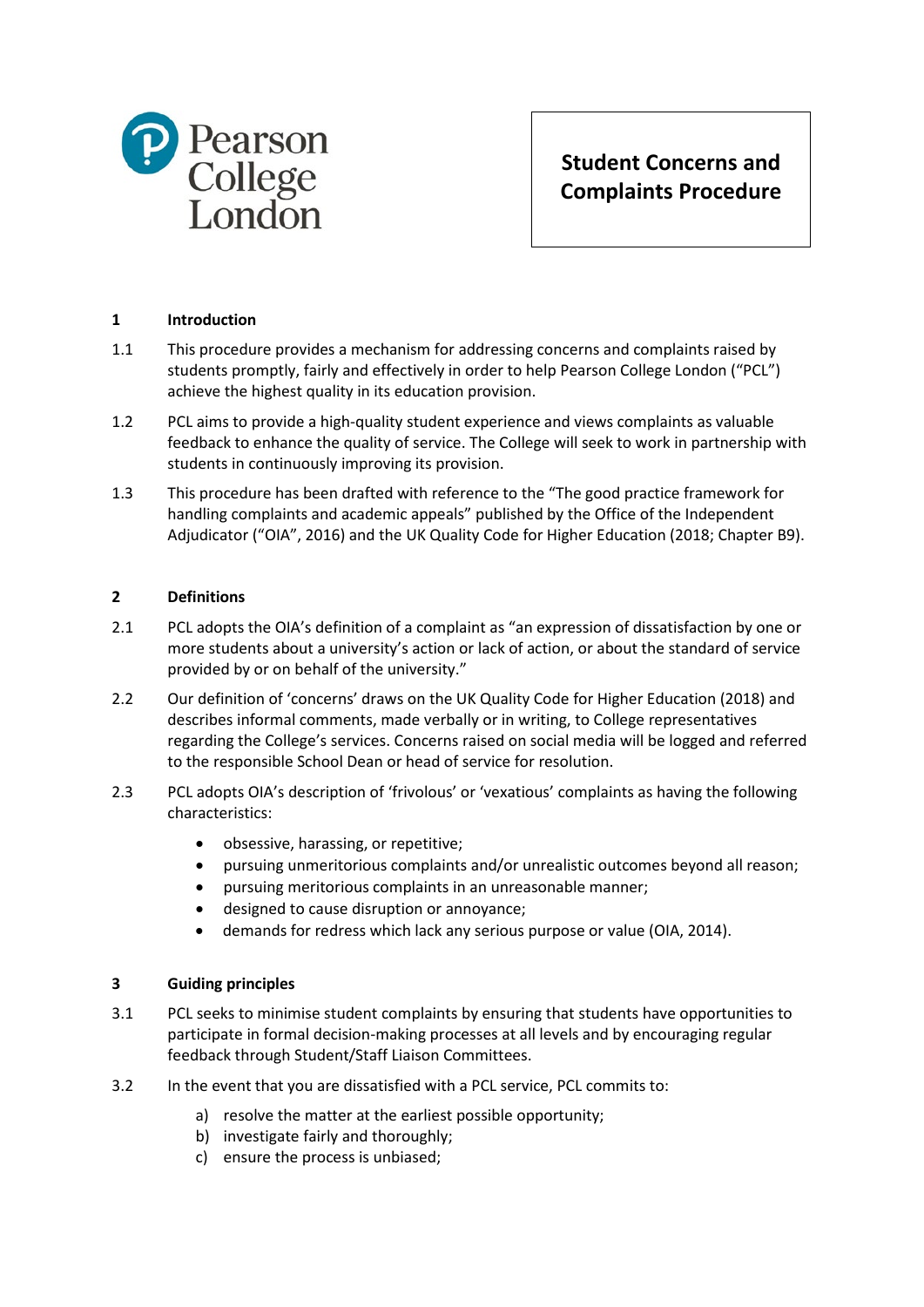Pearson College London

# Student Concerns and Complaints Procedure

## 1 Introduction

1.1 This procedure provides a mechanism for addressing concerns and complaints raised by students promptly, fairly and effectively in order to help Pearson College London ("PCL") achieve the highest quality in its education provision.

1.2 PCL aims to provide a high-quality student experience and views complaints as valuable feedback to enhance the quality of service. The College will seek to work in partnership with students in continuously improving its provision.

1.3 This procedure has been drafted with reference to the "The good practice framework for handling complaints and academic appeals" published by the Office of the Independent Adjudicator ("OIA", 2016) and the UK Quality Code for Higher Education (2018; Chapter B9).

## 2 Definitions

2.1 PCL adopts the OIA's definition of a complaint as "an expression of dissatisfaction by one or more students about a university's action or lack of action, or about the standard of service provided by or on behalf of the university."

2.2 Our definition of 'concerns' draws on the UK Quality Code for Higher Education (2018) and describes informal comments, made verbally or in writing, to College representatives regarding the College's services. Concerns raised on social media will be logged and referred to the responsible School Dean or head of service for resolution.

2.3 PCL adopts OIA's description of 'frivolous' or 'vexatious' complaints as having the following characteristics:

- obsessive, harassing, or repetitive;
- pursuing unmeritorious complaints and/or unrealistic outcomes beyond all reason;
- pursuing meritorious complaints in an unreasonable manner;
- designed to cause disruption or annoyance;
- demands for redress which lack any serious purpose or value (OIA, 2014).

## 3 Guiding principles

3.1 PCL seeks to minimise student complaints by ensuring that students have opportunities to participate in formal decision-making processes at all levels and by encouraging regular feedback through Student/Staff Liaison Committees.

3.2 In the event that you are dissatisfied with a PCL service, PCL commits to:

a) resolve the matter at the earliest possible opportunity;
b) investigate fairly and thoroughly;
c) ensure the process is unbiased;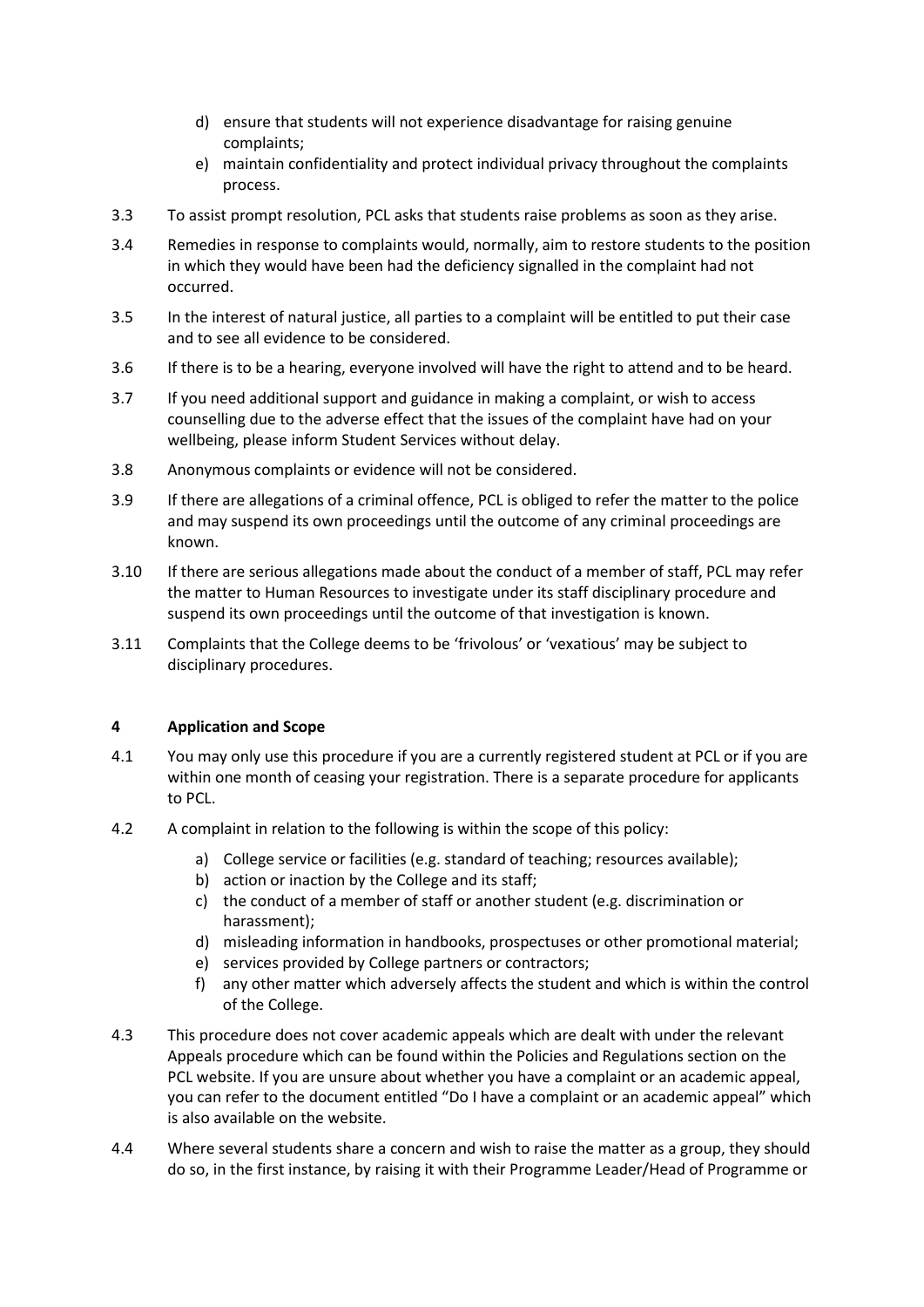d) ensure that students will not experience disadvantage for raising genuine complaints;
   e) maintain confidentiality and protect individual privacy throughout the complaints process.

3.3 To assist prompt resolution, PCL asks that students raise problems as soon as they arise.

3.4 Remedies in response to complaints would, normally, aim to restore students to the position in which they would have been had the deficiency signalled in the complaint had not occurred.

3.5 In the interest of natural justice, all parties to a complaint will be entitled to put their case and to see all evidence to be considered.

3.6 If there is to be a hearing, everyone involved will have the right to attend and to be heard.

3.7 If you need additional support and guidance in making a complaint, or wish to access counselling due to the adverse effect that the issues of the complaint have had on your wellbeing, please inform Student Services without delay.

3.8 Anonymous complaints or evidence will not be considered.

3.9 If there are allegations of a criminal offence, PCL is obliged to refer the matter to the police and may suspend its own proceedings until the outcome of any criminal proceedings are known.

3.10 If there are serious allegations made about the conduct of a member of staff, PCL may refer the matter to Human Resources to investigate under its staff disciplinary procedure and suspend its own proceedings until the outcome of that investigation is known.

3.11 Complaints that the College deems to be 'frivolous' or 'vexatious' may be subject to disciplinary procedures.

## 4 Application and Scope

4.1 You may only use this procedure if you are a currently registered student at PCL or if you are within one month of ceasing your registration. There is a separate procedure for applicants to PCL.

4.2 A complaint in relation to the following is within the scope of this policy:

   a) College service or facilities (e.g. standard of teaching; resources available);
   b) action or inaction by the College and its staff;
   c) the conduct of a member of staff or another student (e.g. discrimination or harassment);
   d) misleading information in handbooks, prospectuses or other promotional material;
   e) services provided by College partners or contractors;
   f) any other matter which adversely affects the student and which is within the control of the College.

4.3 This procedure does not cover academic appeals which are dealt with under the relevant Appeals procedure which can be found within the Policies and Regulations section on the PCL website. If you are unsure about whether you have a complaint or an academic appeal, you can refer to the document entitled "Do I have a complaint or an academic appeal" which is also available on the website.

4.4 Where several students share a concern and wish to raise the matter as a group, they should do so, in the first instance, by raising it with their Programme Leader/Head of Programme or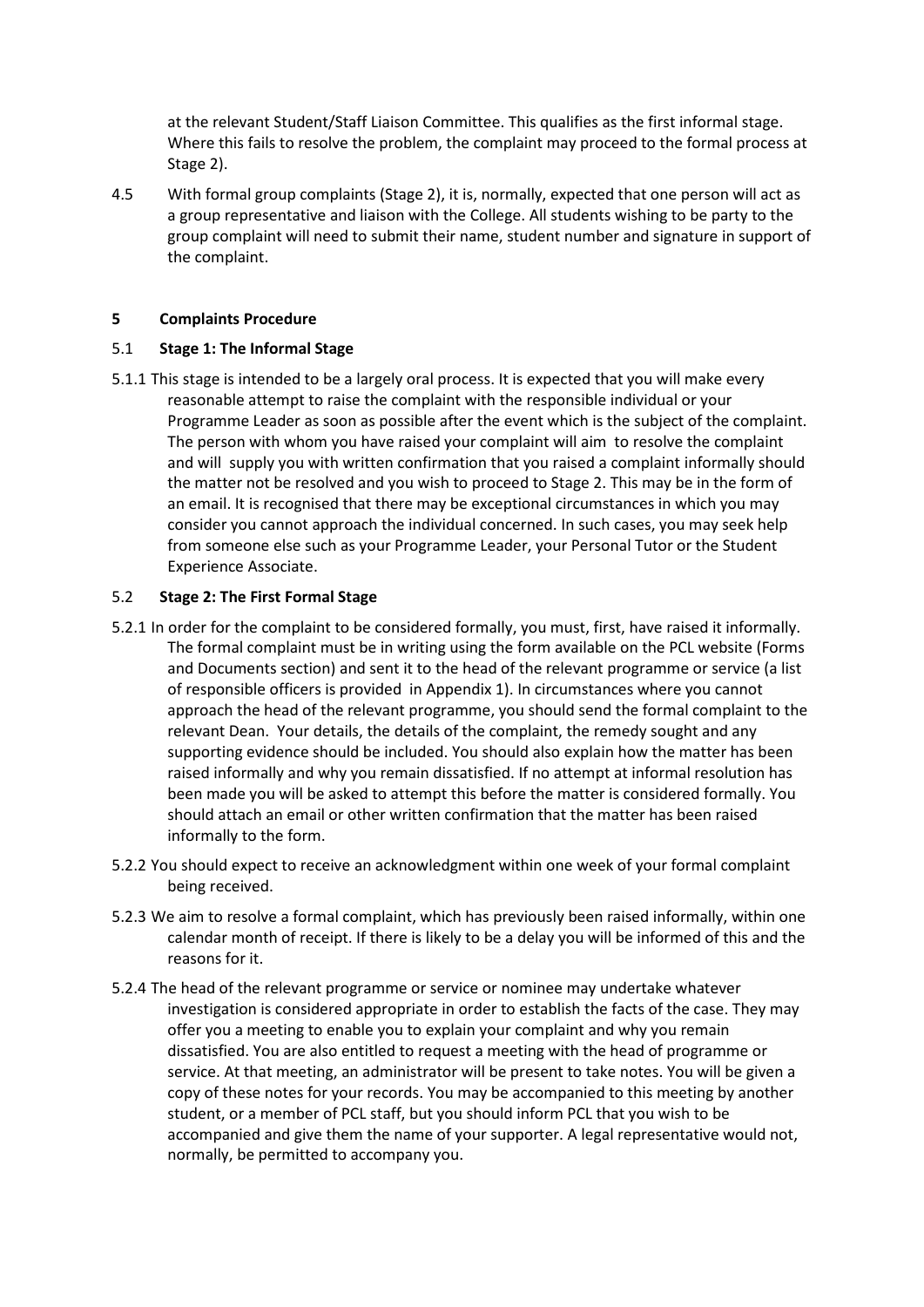at the relevant Student/Staff Liaison Committee. This qualifies as the first informal stage. Where this fails to resolve the problem, the complaint may proceed to the formal process at Stage 2).

4.5 With formal group complaints (Stage 2), it is, normally, expected that one person will act as a group representative and liaison with the College. All students wishing to be party to the group complaint will need to submit their name, student number and signature in support of the complaint.

## 5 Complaints Procedure

### 5.1 Stage 1: The Informal Stage

5.1.1 This stage is intended to be a largely oral process. It is expected that you will make every reasonable attempt to raise the complaint with the responsible individual or your Programme Leader as soon as possible after the event which is the subject of the complaint. The person with whom you have raised your complaint will aim to resolve the complaint and will supply you with written confirmation that you raised a complaint informally should the matter not be resolved and you wish to proceed to Stage 2. This may be in the form of an email. It is recognised that there may be exceptional circumstances in which you may consider you cannot approach the individual concerned. In such cases, you may seek help from someone else such as your Programme Leader, your Personal Tutor or the Student Experience Associate.

### 5.2 Stage 2: The First Formal Stage

5.2.1 In order for the complaint to be considered formally, you must, first, have raised it informally. The formal complaint must be in writing using the form available on the PCL website (Forms and Documents section) and sent it to the head of the relevant programme or service (a list of responsible officers is provided in Appendix 1). In circumstances where you cannot approach the head of the relevant programme, you should send the formal complaint to the relevant Dean. Your details, the details of the complaint, the remedy sought and any supporting evidence should be included. You should also explain how the matter has been raised informally and why you remain dissatisfied. If no attempt at informal resolution has been made you will be asked to attempt this before the matter is considered formally. You should attach an email or other written confirmation that the matter has been raised informally to the form.

5.2.2 You should expect to receive an acknowledgment within one week of your formal complaint being received.

5.2.3 We aim to resolve a formal complaint, which has previously been raised informally, within one calendar month of receipt. If there is likely to be a delay you will be informed of this and the reasons for it.

5.2.4 The head of the relevant programme or service or nominee may undertake whatever investigation is considered appropriate in order to establish the facts of the case. They may offer you a meeting to enable you to explain your complaint and why you remain dissatisfied. You are also entitled to request a meeting with the head of programme or service. At that meeting, an administrator will be present to take notes. You will be given a copy of these notes for your records. You may be accompanied to this meeting by another student, or a member of PCL staff, but you should inform PCL that you wish to be accompanied and give them the name of your supporter. A legal representative would not, normally, be permitted to accompany you.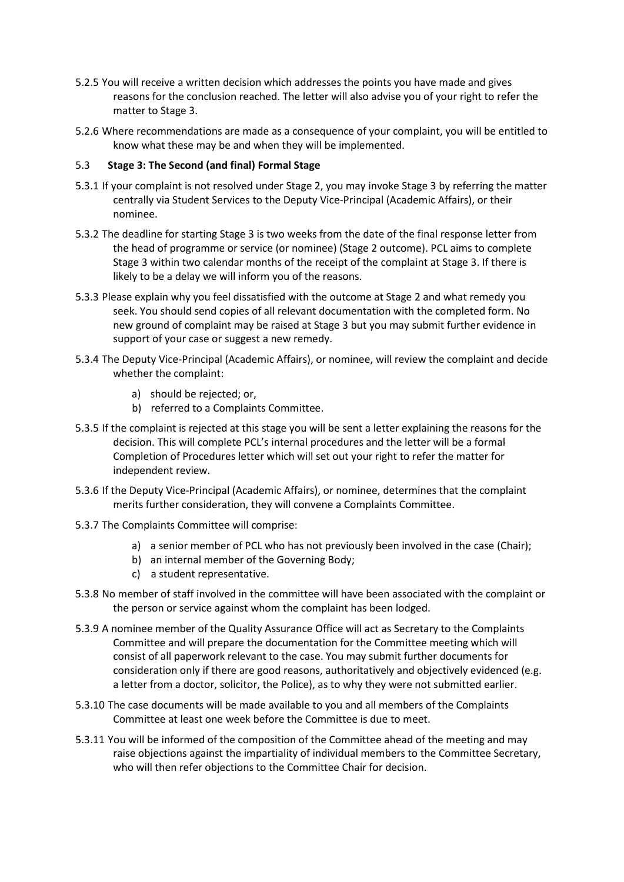5.2.5 You will receive a written decision which addresses the points you have made and gives reasons for the conclusion reached. The letter will also advise you of your right to refer the matter to Stage 3.

5.2.6 Where recommendations are made as a consequence of your complaint, you will be entitled to know what these may be and when they will be implemented.

### 5.3 Stage 3: The Second (and final) Formal Stage

5.3.1 If your complaint is not resolved under Stage 2, you may invoke Stage 3 by referring the matter centrally via Student Services to the Deputy Vice-Principal (Academic Affairs), or their nominee.

5.3.2 The deadline for starting Stage 3 is two weeks from the date of the final response letter from the head of programme or service (or nominee) (Stage 2 outcome). PCL aims to complete Stage 3 within two calendar months of the receipt of the complaint at Stage 3. If there is likely to be a delay we will inform you of the reasons.

5.3.3 Please explain why you feel dissatisfied with the outcome at Stage 2 and what remedy you seek. You should send copies of all relevant documentation with the completed form. No new ground of complaint may be raised at Stage 3 but you may submit further evidence in support of your case or suggest a new remedy.

5.3.4 The Deputy Vice-Principal (Academic Affairs), or nominee, will review the complaint and decide whether the complaint:

a) should be rejected; or,
b) referred to a Complaints Committee.

5.3.5 If the complaint is rejected at this stage you will be sent a letter explaining the reasons for the decision. This will complete PCL's internal procedures and the letter will be a formal Completion of Procedures letter which will set out your right to refer the matter for independent review.

5.3.6 If the Deputy Vice-Principal (Academic Affairs), or nominee, determines that the complaint merits further consideration, they will convene a Complaints Committee.

5.3.7 The Complaints Committee will comprise:

a) a senior member of PCL who has not previously been involved in the case (Chair);
b) an internal member of the Governing Body;
c) a student representative.

5.3.8 No member of staff involved in the committee will have been associated with the complaint or the person or service against whom the complaint has been lodged.

5.3.9 A nominee member of the Quality Assurance Office will act as Secretary to the Complaints Committee and will prepare the documentation for the Committee meeting which will consist of all paperwork relevant to the case. You may submit further documents for consideration only if there are good reasons, authoritatively and objectively evidenced (e.g. a letter from a doctor, solicitor, the Police), as to why they were not submitted earlier.

5.3.10 The case documents will be made available to you and all members of the Complaints Committee at least one week before the Committee is due to meet.

5.3.11 You will be informed of the composition of the Committee ahead of the meeting and may raise objections against the impartiality of individual members to the Committee Secretary, who will then refer objections to the Committee Chair for decision.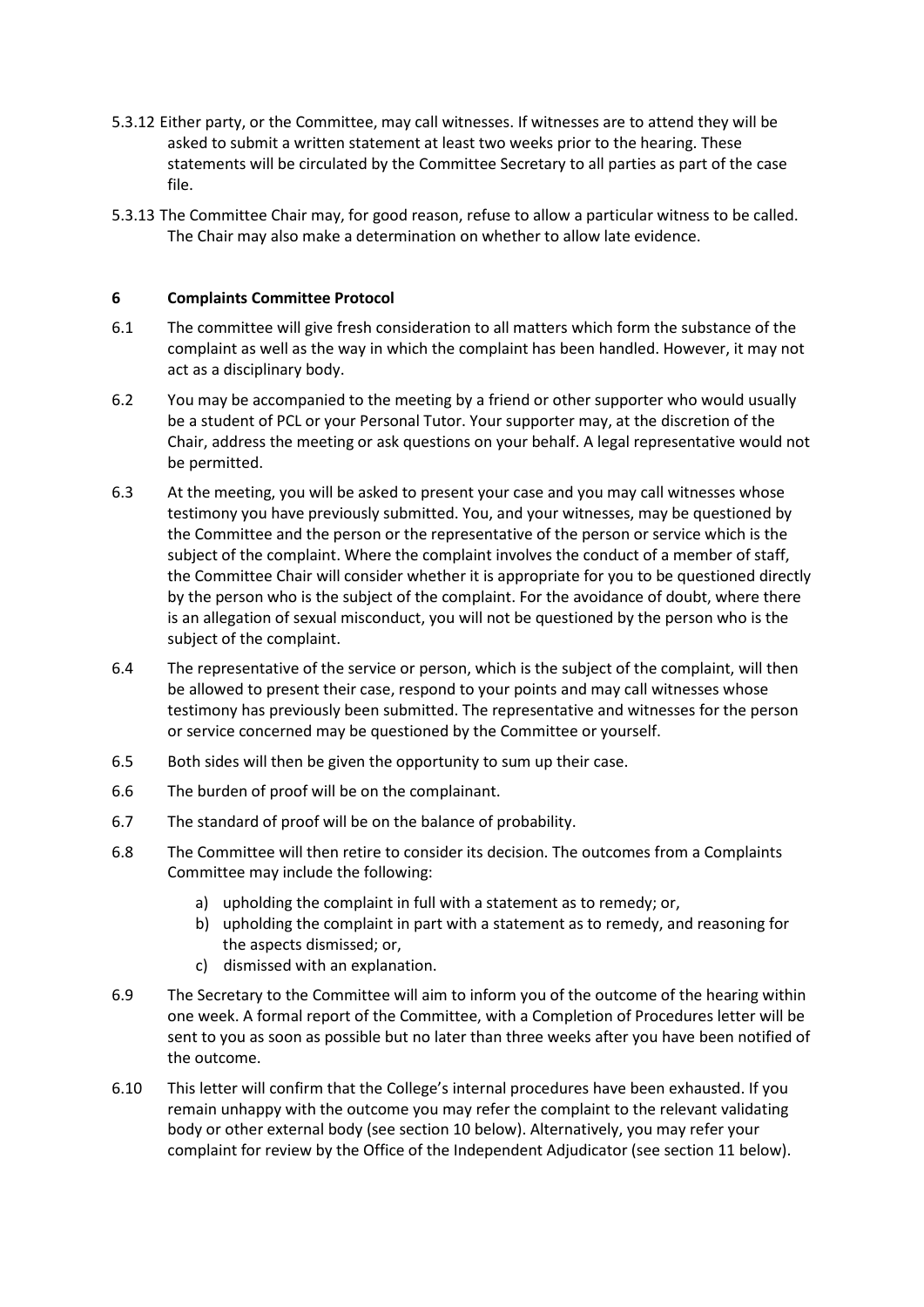5.3.12 Either party, or the Committee, may call witnesses. If witnesses are to attend they will be asked to submit a written statement at least two weeks prior to the hearing. These statements will be circulated by the Committee Secretary to all parties as part of the case file.

5.3.13 The Committee Chair may, for good reason, refuse to allow a particular witness to be called. The Chair may also make a determination on whether to allow late evidence.

## 6 Complaints Committee Protocol

6.1 The committee will give fresh consideration to all matters which form the substance of the complaint as well as the way in which the complaint has been handled. However, it may not act as a disciplinary body.

6.2 You may be accompanied to the meeting by a friend or other supporter who would usually be a student of PCL or your Personal Tutor. Your supporter may, at the discretion of the Chair, address the meeting or ask questions on your behalf. A legal representative would not be permitted.

6.3 At the meeting, you will be asked to present your case and you may call witnesses whose testimony you have previously submitted. You, and your witnesses, may be questioned by the Committee and the person or the representative of the person or service which is the subject of the complaint. Where the complaint involves the conduct of a member of staff, the Committee Chair will consider whether it is appropriate for you to be questioned directly by the person who is the subject of the complaint. For the avoidance of doubt, where there is an allegation of sexual misconduct, you will not be questioned by the person who is the subject of the complaint.

6.4 The representative of the service or person, which is the subject of the complaint, will then be allowed to present their case, respond to your points and may call witnesses whose testimony has previously been submitted. The representative and witnesses for the person or service concerned may be questioned by the Committee or yourself.

6.5 Both sides will then be given the opportunity to sum up their case.

6.6 The burden of proof will be on the complainant.

6.7 The standard of proof will be on the balance of probability.

6.8 The Committee will then retire to consider its decision. The outcomes from a Complaints Committee may include the following:

a) upholding the complaint in full with a statement as to remedy; or,
b) upholding the complaint in part with a statement as to remedy, and reasoning for the aspects dismissed; or,
c) dismissed with an explanation.

6.9 The Secretary to the Committee will aim to inform you of the outcome of the hearing within one week. A formal report of the Committee, with a Completion of Procedures letter will be sent to you as soon as possible but no later than three weeks after you have been notified of the outcome.

6.10 This letter will confirm that the College's internal procedures have been exhausted. If you remain unhappy with the outcome you may refer the complaint to the relevant validating body or other external body (see section 10 below). Alternatively, you may refer your complaint for review by the Office of the Independent Adjudicator (see section 11 below).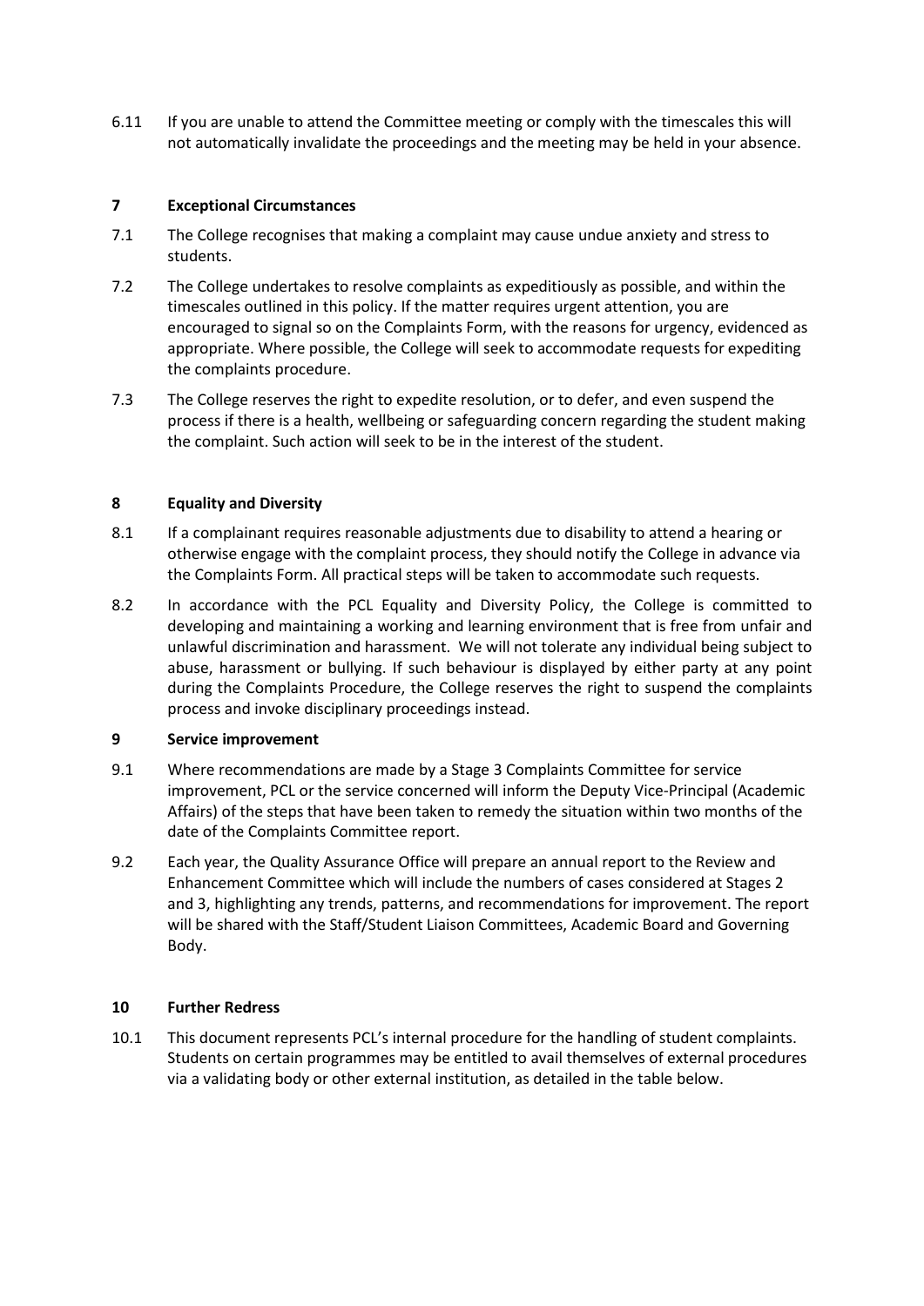6.11 If you are unable to attend the Committee meeting or comply with the timescales this will not automatically invalidate the proceedings and the meeting may be held in your absence.

## 7 Exceptional Circumstances

7.1 The College recognises that making a complaint may cause undue anxiety and stress to students.

7.2 The College undertakes to resolve complaints as expeditiously as possible, and within the timescales outlined in this policy. If the matter requires urgent attention, you are encouraged to signal so on the Complaints Form, with the reasons for urgency, evidenced as appropriate. Where possible, the College will seek to accommodate requests for expediting the complaints procedure.

7.3 The College reserves the right to expedite resolution, or to defer, and even suspend the process if there is a health, wellbeing or safeguarding concern regarding the student making the complaint. Such action will seek to be in the interest of the student.

## 8 Equality and Diversity

8.1 If a complainant requires reasonable adjustments due to disability to attend a hearing or otherwise engage with the complaint process, they should notify the College in advance via the Complaints Form. All practical steps will be taken to accommodate such requests.

8.2 In accordance with the PCL Equality and Diversity Policy, the College is committed to developing and maintaining a working and learning environment that is free from unfair and unlawful discrimination and harassment. We will not tolerate any individual being subject to abuse, harassment or bullying. If such behaviour is displayed by either party at any point during the Complaints Procedure, the College reserves the right to suspend the complaints process and invoke disciplinary proceedings instead.

## 9 Service improvement

9.1 Where recommendations are made by a Stage 3 Complaints Committee for service improvement, PCL or the service concerned will inform the Deputy Vice-Principal (Academic Affairs) of the steps that have been taken to remedy the situation within two months of the date of the Complaints Committee report.

9.2 Each year, the Quality Assurance Office will prepare an annual report to the Review and Enhancement Committee which will include the numbers of cases considered at Stages 2 and 3, highlighting any trends, patterns, and recommendations for improvement. The report will be shared with the Staff/Student Liaison Committees, Academic Board and Governing Body.

## 10 Further Redress

10.1 This document represents PCL's internal procedure for the handling of student complaints. Students on certain programmes may be entitled to avail themselves of external procedures via a validating body or other external institution, as detailed in the table below.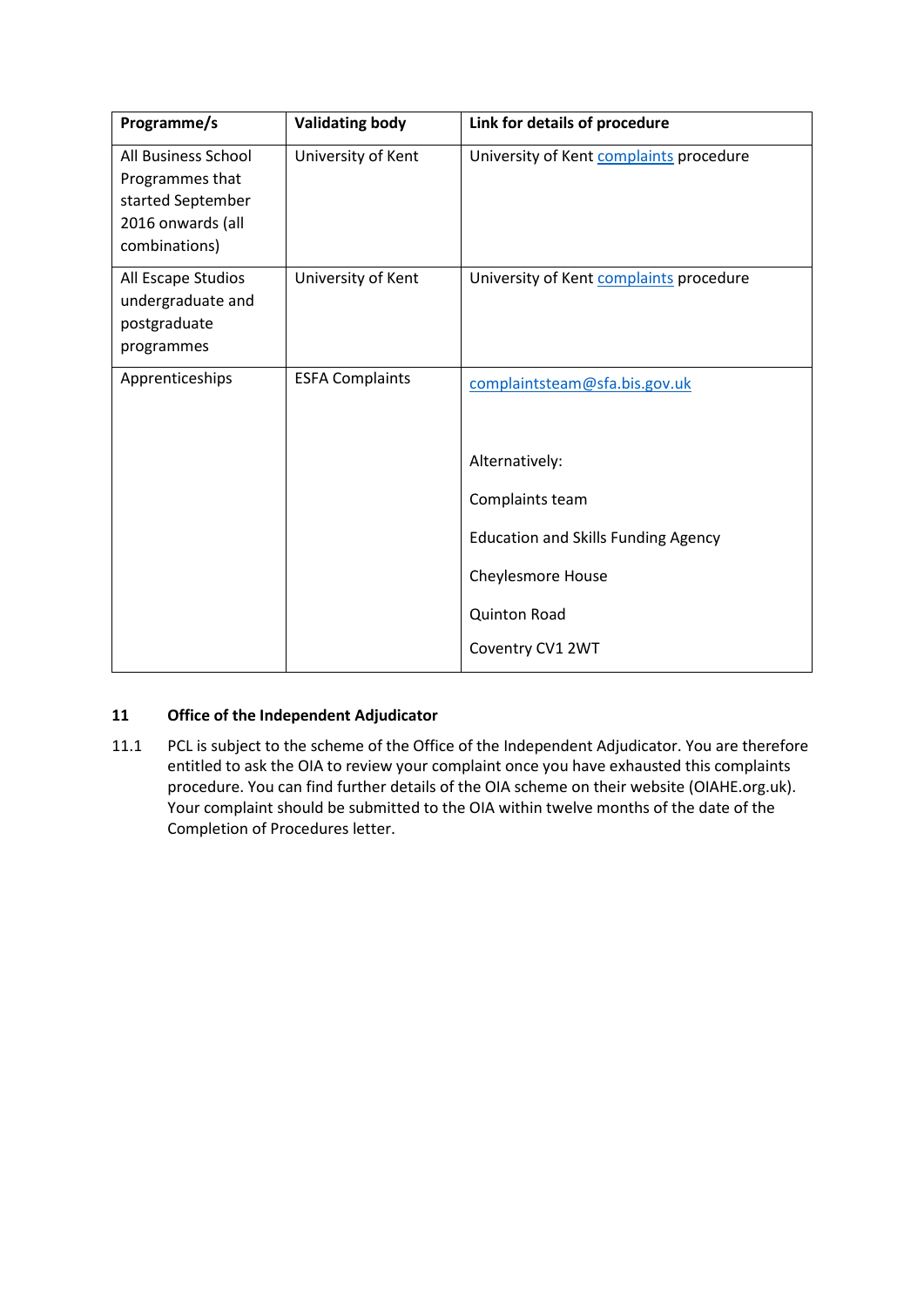| Programme/s | Validating body | Link for details of procedure |
|---|---|---|
| All Business School Programmes that started September 2016 onwards (all combinations) | University of Kent | University of Kent complaints procedure |
| All Escape Studios undergraduate and postgraduate programmes | University of Kent | University of Kent complaints procedure |
| Apprenticeships | ESFA Complaints | complaintsteam@sfa.bis.gov.uk<br><br>Alternatively:<br><br>Complaints team<br><br>Education and Skills Funding Agency<br><br>Cheylesmore House<br><br>Quinton Road<br><br>Coventry CV1 2WT |

## 11 Office of the Independent Adjudicator

11.1 PCL is subject to the scheme of the Office of the Independent Adjudicator. You are therefore entitled to ask the OIA to review your complaint once you have exhausted this complaints procedure. You can find further details of the OIA scheme on their website (OIAHE.org.uk). Your complaint should be submitted to the OIA within twelve months of the date of the Completion of Procedures letter.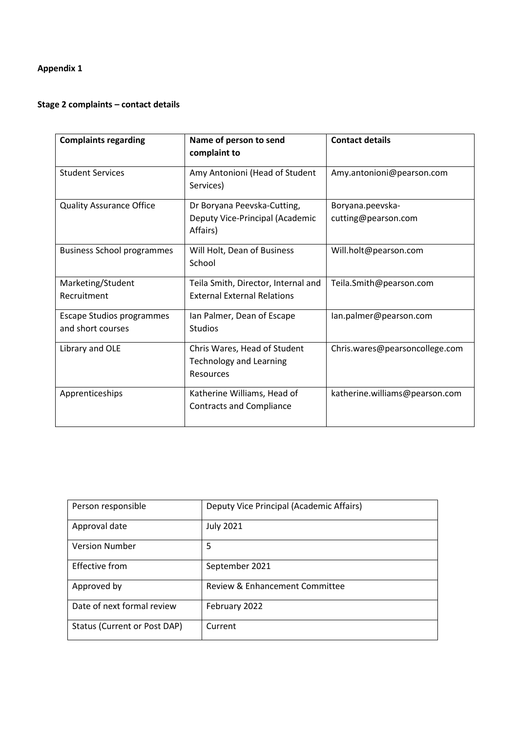**Appendix 1**

**Stage 2 complaints – contact details**

| **Complaints regarding** | **Name of person to send complaint to** | **Contact details** |
|---|---|---|
| Student Services | Amy Antonioni (Head of Student Services) | Amy.antonioni@pearson.com |
| Quality Assurance Office | Dr Boryana Peevska-Cutting, Deputy Vice-Principal (Academic Affairs) | Boryana.peevska-cutting@pearson.com |
| Business School programmes | Will Holt, Dean of Business School | Will.holt@pearson.com |
| Marketing/Student Recruitment | Teila Smith, Director, Internal and External External Relations | Teila.Smith@pearson.com |
| Escape Studios programmes and short courses | Ian Palmer, Dean of Escape Studios | Ian.palmer@pearson.com |
| Library and OLE | Chris Wares, Head of Student Technology and Learning Resources | Chris.wares@pearsoncollege.com |
| Apprenticeships | Katherine Williams, Head of Contracts and Compliance | katherine.williams@pearson.com |

| | |
|---|---|
| Person responsible | Deputy Vice Principal (Academic Affairs) |
| Approval date | July 2021 |
| Version Number | 5 |
| Effective from | September 2021 |
| Approved by | Review & Enhancement Committee |
| Date of next formal review | February 2022 |
| Status (Current or Post DAP) | Current |